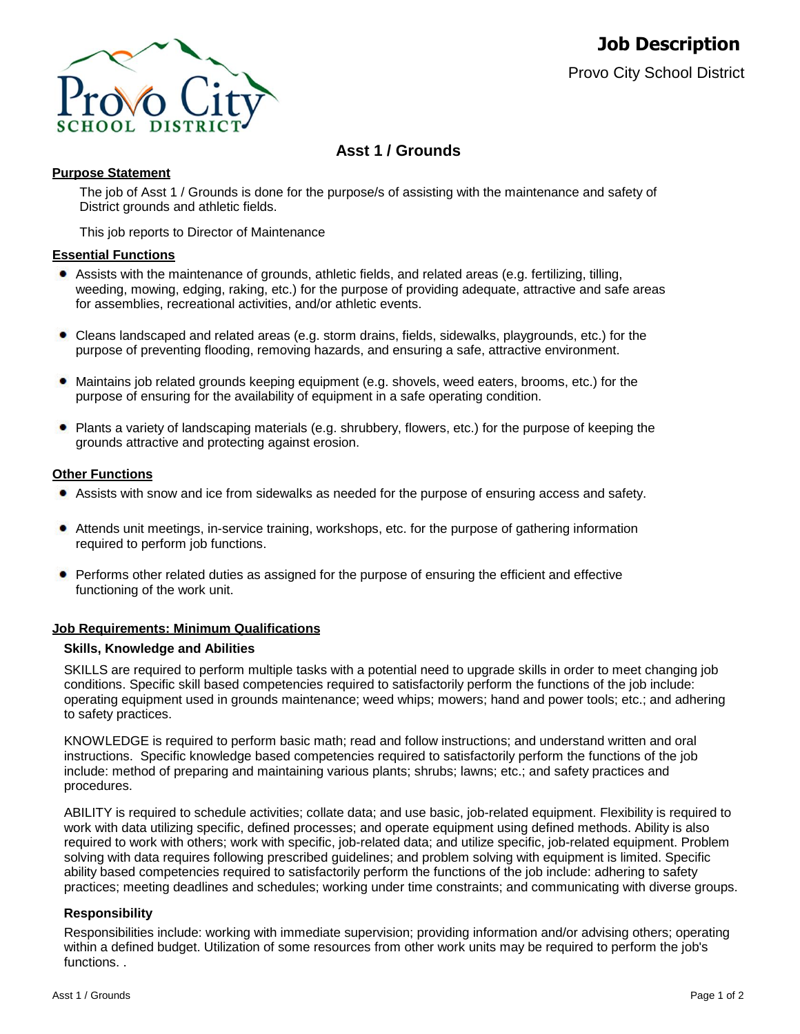# Job Description

Provo City School District

## Asst 1 / Grounds

### Purpose Statement

The job of Asst 1 / Grounds is done for the purpose/s of assisting with the maintenance and safety of District grounds and athletic fields.

This job reports to Director of Maintenance

### Essential Functions

- Assists with the maintenance of grounds, athletic fields, and related areas (e.g. fertilizing, tilling, weeding, mowing, edging, raking, etc.) for the purpose of providing adequate, attractive and safe areas for assemblies, recreational activities, and/or athletic events.
- Cleans landscaped and related areas (e.g. storm drains, fields, sidewalks, playgrounds, etc.) for the purpose of preventing flooding, removing hazards, and ensuring a safe, attractive environment.
- Maintains job related grounds keeping equipment (e.g. shovels, weed eaters, brooms, etc.) for the purpose of ensuring for the availability of equipment in a safe operating condition.
- Plants a variety of landscaping materials (e.g. shrubbery, flowers, etc.) for the purpose of keeping the grounds attractive and protecting against erosion.

### Other Functions

- Assists with snow and ice from sidewalks as needed for the purpose of ensuring access and safety.
- Attends unit meetings, in-service training, workshops, etc. for the purpose of gathering information required to perform job functions.
- Performs other related duties as assigned for the purpose of ensuring the efficient and effective functioning of the work unit.

### Job Requirements: Minimum Qualifications

#### Skills, Knowledge and Abilities

SKILLS are required to perform multiple tasks with a potential need to upgrade skills in order to meet changing job conditions. Specific skill based competencies required to satisfactorily perform the functions of the job include: operating equipment used in grounds maintenance; weed whips; mowers; hand and power tools; etc.; and adhering to safety practices.

KNOWLEDGE is required to perform basic math; read and follow instructions; and understand written and oral instructions. Specific knowledge based competencies required to satisfactorily perform the functions of the job include: method of preparing and maintaining various plants; shrubs; lawns; etc.; and safety practices and procedures.

ABILITY is required to schedule activities; collate data; and use basic, job-related equipment. Flexibility is required to work with data utilizing specific, defined processes; and operate equipment using defined methods. Ability is also required to work with others; work with specific, job-related data; and utilize specific, job-related equipment. Problem solving with data requires following prescribed guidelines; and problem solving with equipment is limited. Specific ability based competencies required to satisfactorily perform the functions of the job include: adhering to safety practices; meeting deadlines and schedules; working under time constraints; and communicating with diverse groups.

#### Responsibility

Responsibilities include: working with immediate supervision; providing information and/or advising others; operating within a defined budget. Utilization of some resources from other work units may be required to perform the job's functions. .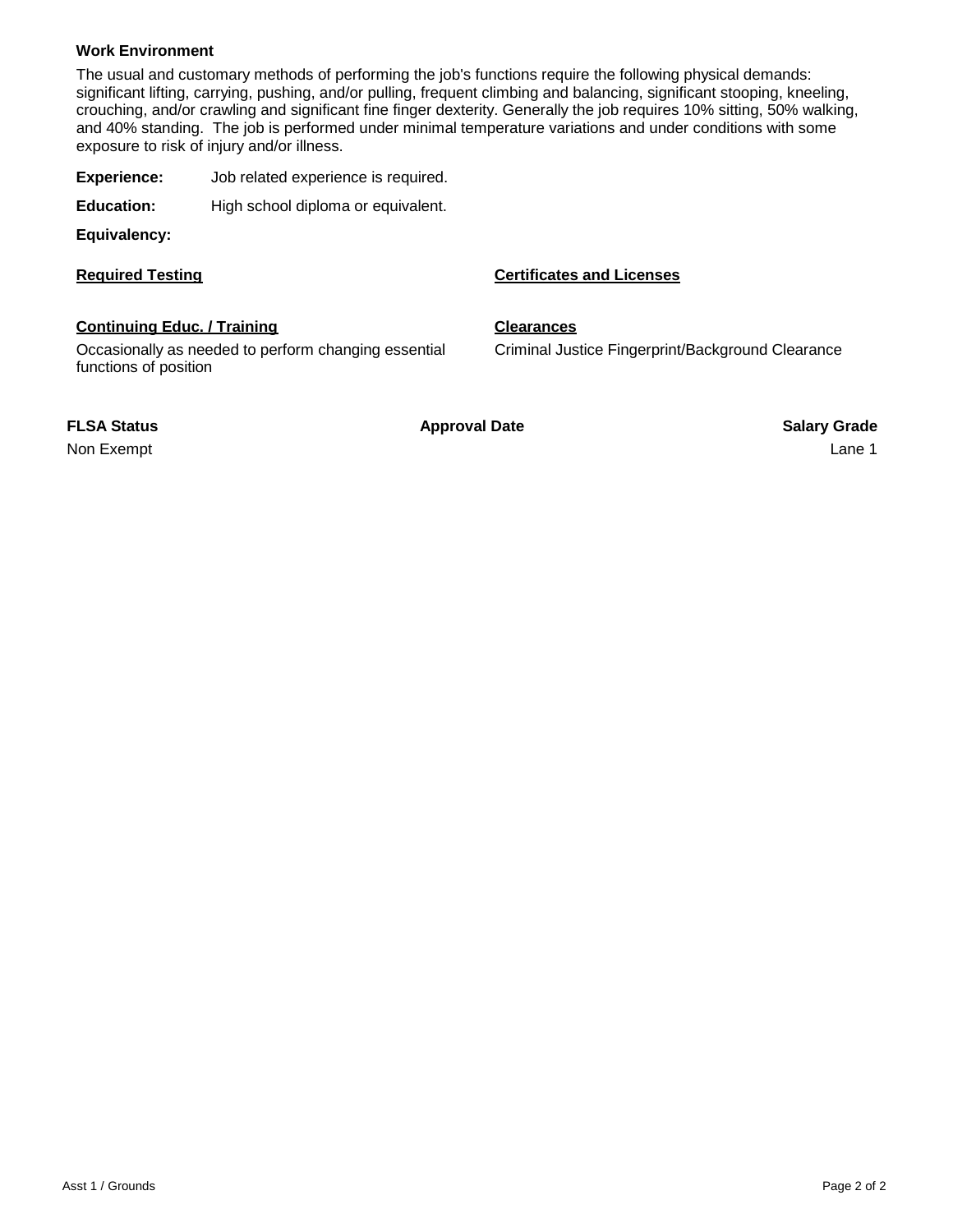**Work Environment**

The usual and customary methods of performing the job's functions require the following physical demands: significant lifting, carrying, pushing, and/or pulling, frequent climbing and balancing, significant stooping, kneeling, crouching, and/or crawling and significant fine finger dexterity. Generally the job requires 10% sitting, 50% walking, and 40% standing. The job is performed under minimal temperature variations and under conditions with some exposure to risk of injury and/or illness.

**Experience:** Job related experience is required.

**Education:** High school diploma or equivalent.

**Equivalency:**

**Required Testing**

**Certificates and Licenses**

**Continuing Educ. / Training**

Occasionally as needed to perform changing essential functions of position

**Clearances**

Criminal Justice Fingerprint/Background Clearance

| FLSA Status | Approval Date | Salary Grade |
|---|---|---|
| Non Exempt | | Lane 1 |